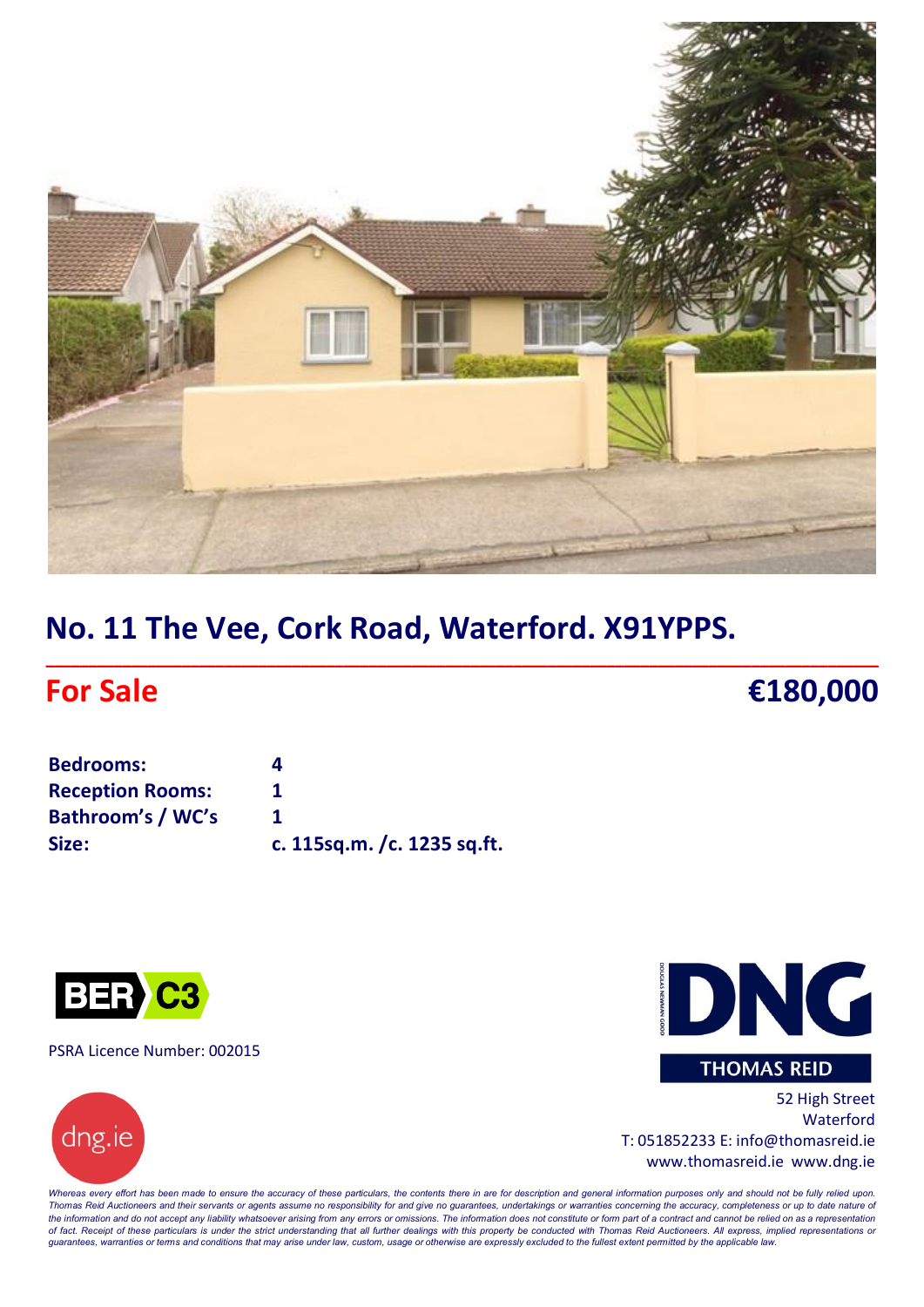# No. 11 The Vee, Cork Road, Waterford. X91YPPS.

## For Sale €180,000

| | |
|---|---|
| **Bedrooms:** | **4** |
| **Reception Rooms:** | **1** |
| **Bathroom's / WC's** | **1** |
| **Size:** | **c. 115sq.m. /c. 1235 sq.ft.** |

BER C3

PSRA Licence Number: 002015

dng.ie

DNG THOMAS REID

52 High Street
Waterford
T: 051852233 E: info@thomasreid.ie
www.thomasreid.ie www.dng.ie

*Whereas every effort has been made to ensure the accuracy of these particulars, the contents there in are for description and general information purposes only and should not be fully relied upon. Thomas Reid Auctioneers and their servants or agents assume no responsibility for and give no guarantees, undertakings or warranties concerning the accuracy, completeness or up to date nature of the information and do not accept any liability whatsoever arising from any errors or omissions. The information does not constitute or form part of a contract and cannot be relied on as a representation of fact. Receipt of these particulars is under the strict understanding that all further dealings with this property be conducted with Thomas Reid Auctioneers. All express, implied representations or guarantees, warranties or terms and conditions that may arise under law, custom, usage or otherwise are expressly excluded to the fullest extent permitted by the applicable law.*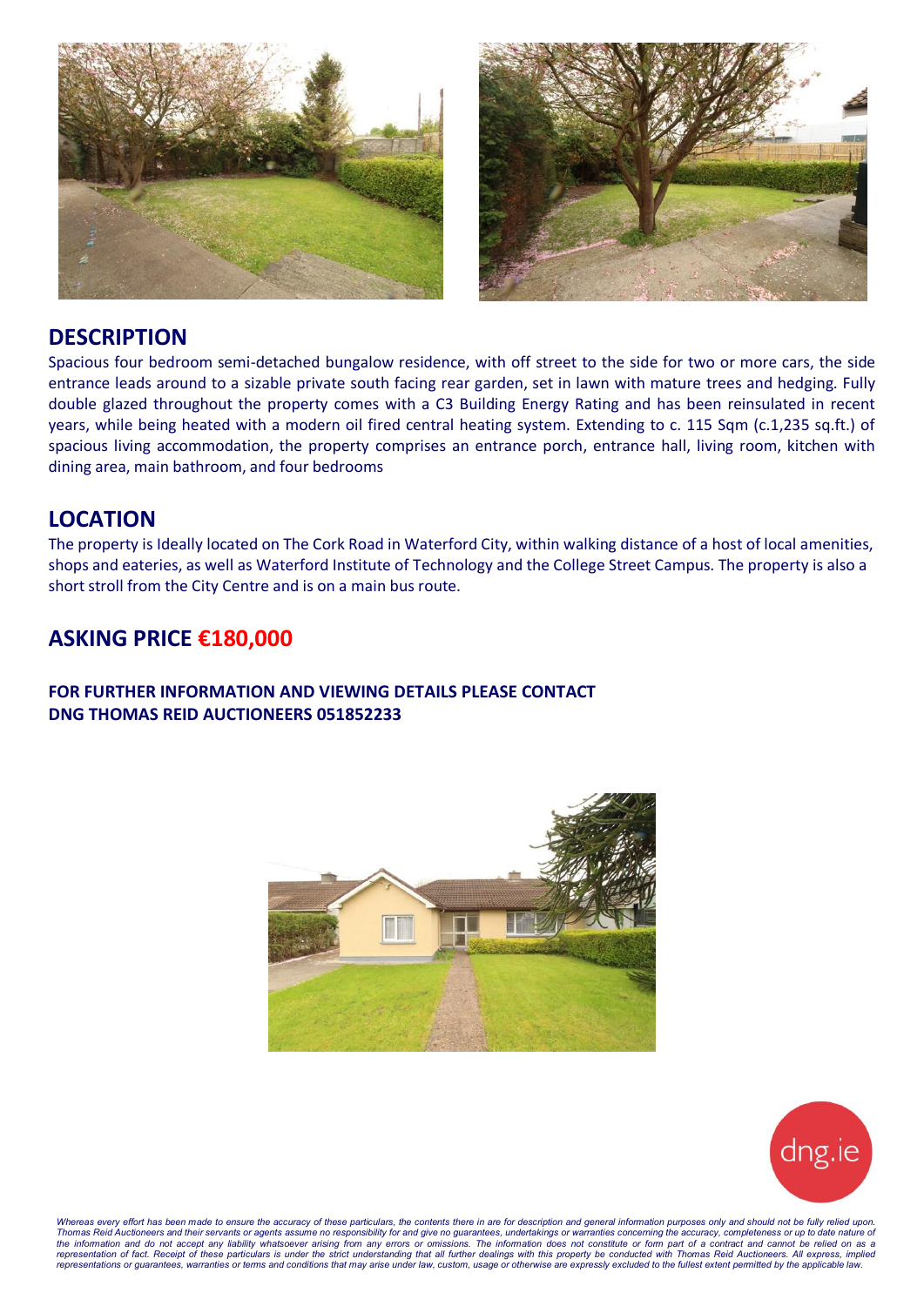## DESCRIPTION

Spacious four bedroom semi-detached bungalow residence, with off street to the side for two or more cars, the side entrance leads around to a sizable private south facing rear garden, set in lawn with mature trees and hedging. Fully double glazed throughout the property comes with a C3 Building Energy Rating and has been reinsulated in recent years, while being heated with a modern oil fired central heating system. Extending to c. 115 Sqm (c.1,235 sq.ft.) of spacious living accommodation, the property comprises an entrance porch, entrance hall, living room, kitchen with dining area, main bathroom, and four bedrooms

## LOCATION

The property is Ideally located on The Cork Road in Waterford City, within walking distance of a host of local amenities, shops and eateries, as well as Waterford Institute of Technology and the College Street Campus. The property is also a short stroll from the City Centre and is on a main bus route.

## ASKING PRICE €180,000

**FOR FURTHER INFORMATION AND VIEWING DETAILS PLEASE CONTACT**
**DNG THOMAS REID AUCTIONEERS 051852233**

dng.ie

*Whereas every effort has been made to ensure the accuracy of these particulars, the contents there in are for description and general information purposes only and should not be fully relied upon. Thomas Reid Auctioneers and their servants or agents assume no responsibility for and give no guarantees, undertakings or warranties concerning the accuracy, completeness or up to date nature of the information and do not accept any liability whatsoever arising from any errors or omissions. The information does not constitute or form part of a contract and cannot be relied on as a representation of fact. Receipt of these particulars is under the strict understanding that all further dealings with this property be conducted with Thomas Reid Auctioneers. All express, implied representations or guarantees, warranties or terms and conditions that may arise under law, custom, usage or otherwise are expressly excluded to the fullest extent permitted by the applicable law.*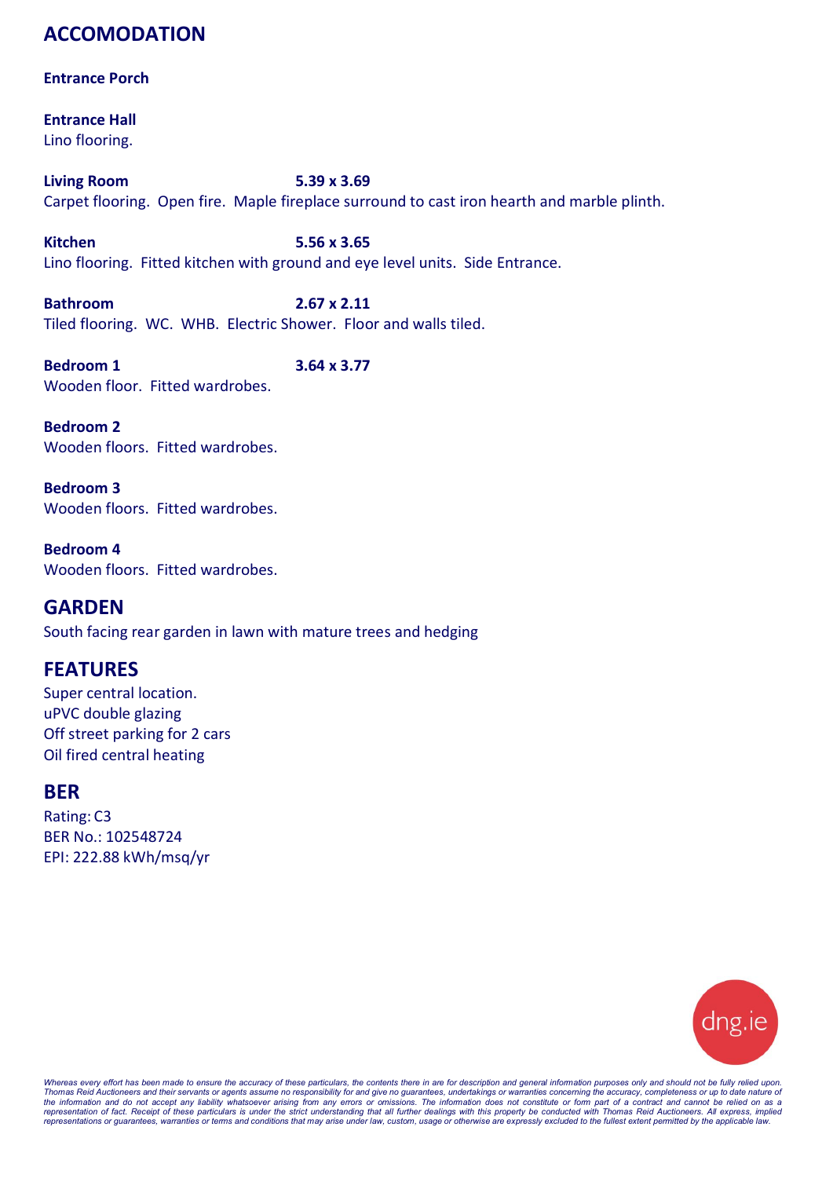## ACCOMODATION

**Entrance Porch**

**Entrance Hall**
Lino flooring.

**Living Room** **5.39 x 3.69**
Carpet flooring. Open fire. Maple fireplace surround to cast iron hearth and marble plinth.

**Kitchen** **5.56 x 3.65**
Lino flooring. Fitted kitchen with ground and eye level units. Side Entrance.

**Bathroom** **2.67 x 2.11**
Tiled flooring. WC. WHB. Electric Shower. Floor and walls tiled.

**Bedroom 1** **3.64 x 3.77**
Wooden floor. Fitted wardrobes.

**Bedroom 2**
Wooden floors. Fitted wardrobes.

**Bedroom 3**
Wooden floors. Fitted wardrobes.

**Bedroom 4**
Wooden floors. Fitted wardrobes.

## GARDEN

South facing rear garden in lawn with mature trees and hedging

## FEATURES

Super central location.
uPVC double glazing
Off street parking for 2 cars
Oil fired central heating

## BER

Rating: C3
BER No.: 102548724
EPI: 222.88 kWh/msq/yr

dng.ie

*Whereas every effort has been made to ensure the accuracy of these particulars, the contents there in are for description and general information purposes only and should not be fully relied upon. Thomas Reid Auctioneers and their servants or agents assume no responsibility for and give no guarantees, undertakings or warranties concerning the accuracy, completeness or up to date nature of the information and do not accept any liability whatsoever arising from any errors or omissions. The information does not constitute or form part of a contract and cannot be relied on as a representation of fact. Receipt of these particulars is under the strict understanding that all further dealings with this property be conducted with Thomas Reid Auctioneers. All express, implied representations or guarantees, warranties or terms and conditions that may arise under law, custom, usage or otherwise are expressly excluded to the fullest extent permitted by the applicable law.*